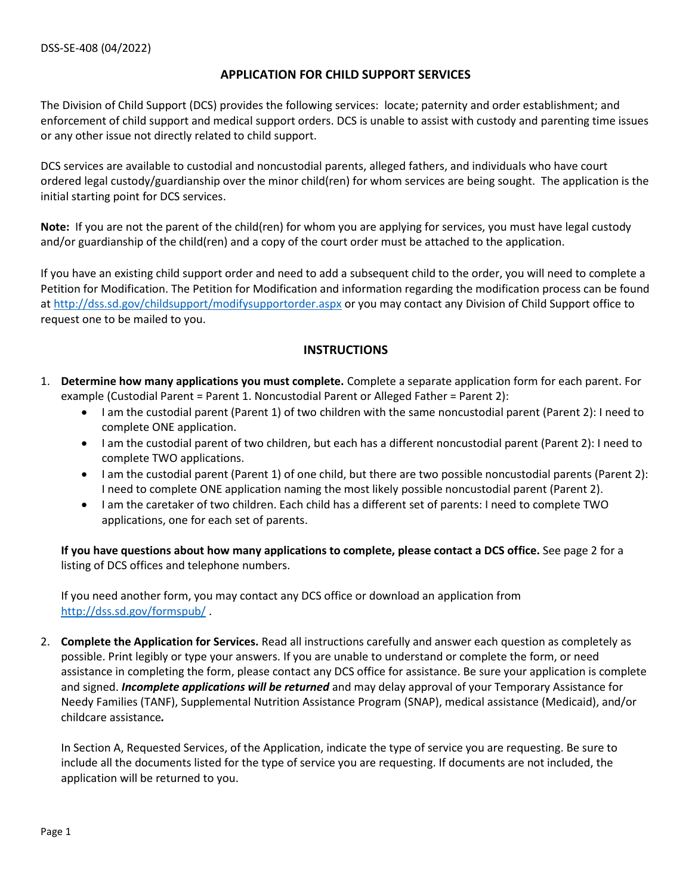DSS-SE-408 (04/2022)

# APPLICATION FOR CHILD SUPPORT SERVICES

The Division of Child Support (DCS) provides the following services: locate; paternity and order establishment; and enforcement of child support and medical support orders. DCS is unable to assist with custody and parenting time issues or any other issue not directly related to child support.

DCS services are available to custodial and noncustodial parents, alleged fathers, and individuals who have court ordered legal custody/guardianship over the minor child(ren) for whom services are being sought. The application is the initial starting point for DCS services.

**Note:** If you are not the parent of the child(ren) for whom you are applying for services, you must have legal custody and/or guardianship of the child(ren) and a copy of the court order must be attached to the application.

If you have an existing child support order and need to add a subsequent child to the order, you will need to complete a Petition for Modification. The Petition for Modification and information regarding the modification process can be found at http://dss.sd.gov/childsupport/modifysupportorder.aspx or you may contact any Division of Child Support office to request one to be mailed to you.

## INSTRUCTIONS

1. **Determine how many applications you must complete.** Complete a separate application form for each parent. For example (Custodial Parent = Parent 1. Noncustodial Parent or Alleged Father = Parent 2):
   - I am the custodial parent (Parent 1) of two children with the same noncustodial parent (Parent 2): I need to complete ONE application.
   - I am the custodial parent of two children, but each has a different noncustodial parent (Parent 2): I need to complete TWO applications.
   - I am the custodial parent (Parent 1) of one child, but there are two possible noncustodial parents (Parent 2): I need to complete ONE application naming the most likely possible noncustodial parent (Parent 2).
   - I am the caretaker of two children. Each child has a different set of parents: I need to complete TWO applications, one for each set of parents.

   **If you have questions about how many applications to complete, please contact a DCS office.** See page 2 for a listing of DCS offices and telephone numbers.

   If you need another form, you may contact any DCS office or download an application from http://dss.sd.gov/formspub/ .

2. **Complete the Application for Services.** Read all instructions carefully and answer each question as completely as possible. Print legibly or type your answers. If you are unable to understand or complete the form, or need assistance in completing the form, please contact any DCS office for assistance. Be sure your application is complete and signed. ***Incomplete applications will be returned*** and may delay approval of your Temporary Assistance for Needy Families (TANF), Supplemental Nutrition Assistance Program (SNAP), medical assistance (Medicaid), and/or childcare assistance*.*

   In Section A, Requested Services, of the Application, indicate the type of service you are requesting. Be sure to include all the documents listed for the type of service you are requesting. If documents are not included, the application will be returned to you.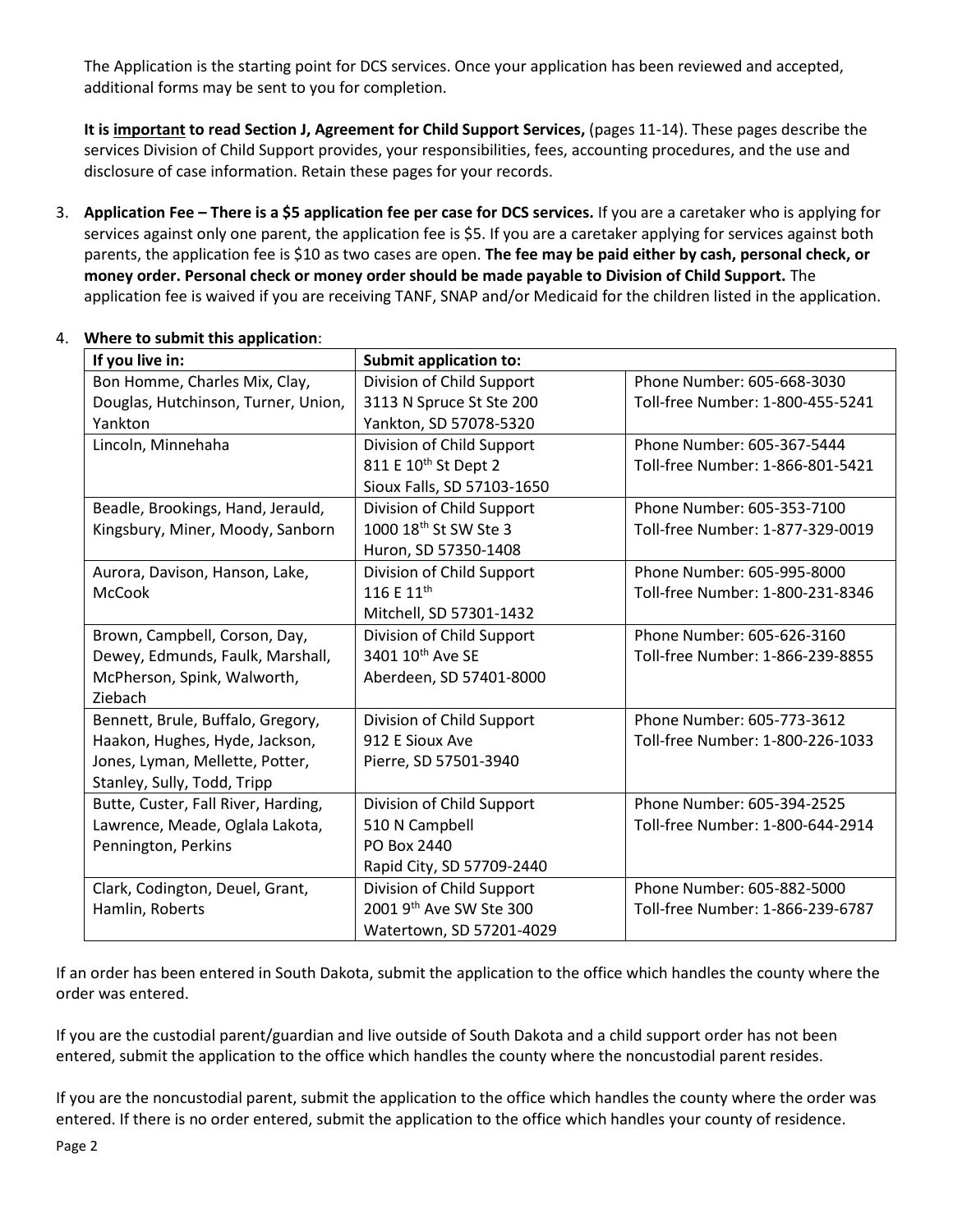The Application is the starting point for DCS services. Once your application has been reviewed and accepted, additional forms may be sent to you for completion.

**It is important to read Section J, Agreement for Child Support Services,** (pages 11-14). These pages describe the services Division of Child Support provides, your responsibilities, fees, accounting procedures, and the use and disclosure of case information. Retain these pages for your records.

3. **Application Fee – There is a $5 application fee per case for DCS services.** If you are a caretaker who is applying for services against only one parent, the application fee is $5. If you are a caretaker applying for services against both parents, the application fee is $10 as two cases are open. **The fee may be paid either by cash, personal check, or money order. Personal check or money order should be made payable to Division of Child Support.** The application fee is waived if you are receiving TANF, SNAP and/or Medicaid for the children listed in the application.

4. **Where to submit this application**:

| If you live in: | Submit application to: | |
|---|---|---|
| Bon Homme, Charles Mix, Clay, Douglas, Hutchinson, Turner, Union, Yankton | Division of Child Support<br>3113 N Spruce St Ste 200<br>Yankton, SD 57078-5320 | Phone Number: 605-668-3030<br>Toll-free Number: 1-800-455-5241 |
| Lincoln, Minnehaha | Division of Child Support<br>811 E 10th St Dept 2<br>Sioux Falls, SD 57103-1650 | Phone Number: 605-367-5444<br>Toll-free Number: 1-866-801-5421 |
| Beadle, Brookings, Hand, Jerauld, Kingsbury, Miner, Moody, Sanborn | Division of Child Support<br>1000 18th St SW Ste 3<br>Huron, SD 57350-1408 | Phone Number: 605-353-7100<br>Toll-free Number: 1-877-329-0019 |
| Aurora, Davison, Hanson, Lake, McCook | Division of Child Support<br>116 E 11th<br>Mitchell, SD 57301-1432 | Phone Number: 605-995-8000<br>Toll-free Number: 1-800-231-8346 |
| Brown, Campbell, Corson, Day, Dewey, Edmunds, Faulk, Marshall, McPherson, Spink, Walworth, Ziebach | Division of Child Support<br>3401 10th Ave SE<br>Aberdeen, SD 57401-8000 | Phone Number: 605-626-3160<br>Toll-free Number: 1-866-239-8855 |
| Bennett, Brule, Buffalo, Gregory, Haakon, Hughes, Hyde, Jackson, Jones, Lyman, Mellette, Potter, Stanley, Sully, Todd, Tripp | Division of Child Support<br>912 E Sioux Ave<br>Pierre, SD 57501-3940 | Phone Number: 605-773-3612<br>Toll-free Number: 1-800-226-1033 |
| Butte, Custer, Fall River, Harding, Lawrence, Meade, Oglala Lakota, Pennington, Perkins | Division of Child Support<br>510 N Campbell<br>PO Box 2440<br>Rapid City, SD 57709-2440 | Phone Number: 605-394-2525<br>Toll-free Number: 1-800-644-2914 |
| Clark, Codington, Deuel, Grant, Hamlin, Roberts | Division of Child Support<br>2001 9th Ave SW Ste 300<br>Watertown, SD 57201-4029 | Phone Number: 605-882-5000<br>Toll-free Number: 1-866-239-6787 |

If an order has been entered in South Dakota, submit the application to the office which handles the county where the order was entered.

If you are the custodial parent/guardian and live outside of South Dakota and a child support order has not been entered, submit the application to the office which handles the county where the noncustodial parent resides.

If you are the noncustodial parent, submit the application to the office which handles the county where the order was entered. If there is no order entered, submit the application to the office which handles your county of residence.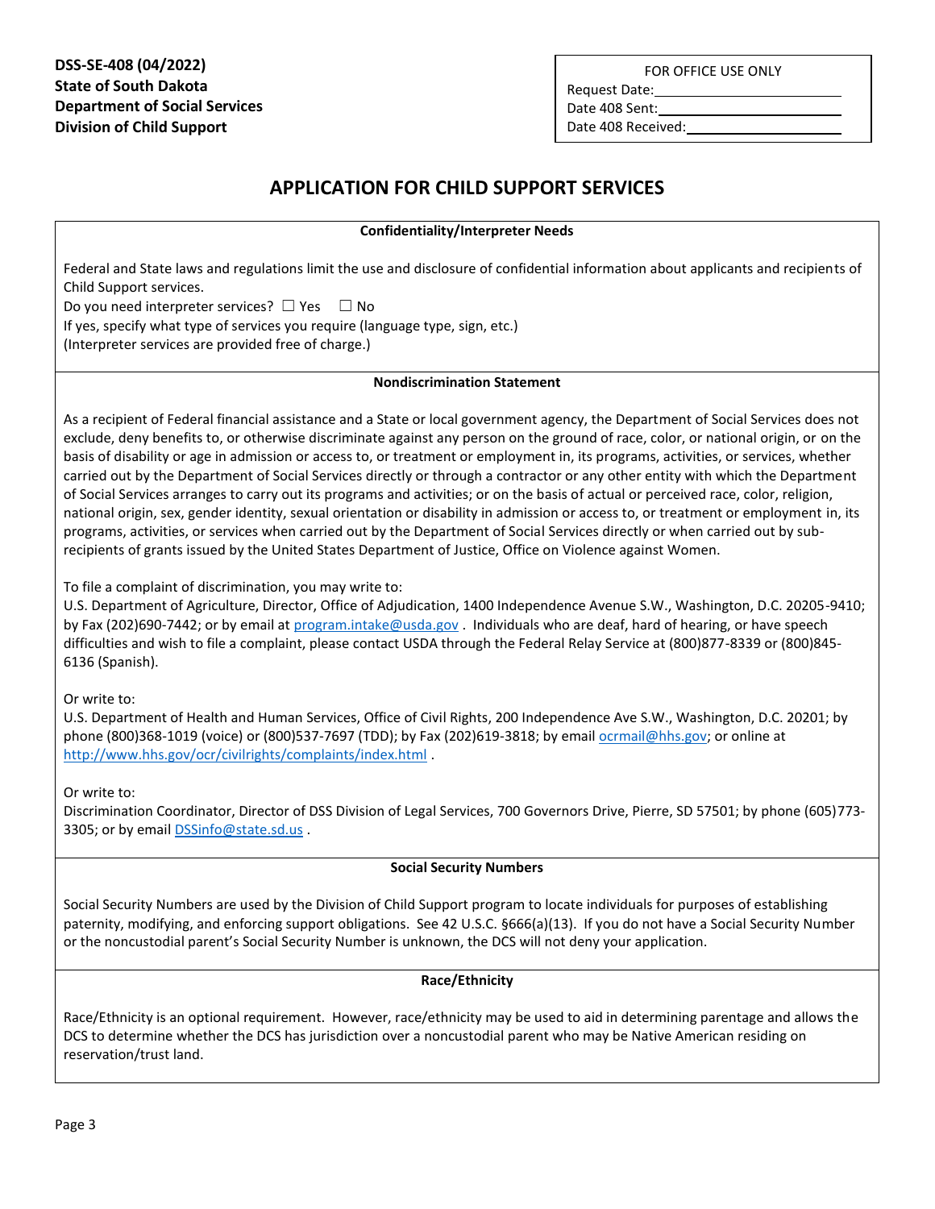**DSS-SE-408 (04/2022)**
**State of South Dakota**
**Department of Social Services**
**Division of Child Support**

FOR OFFICE USE ONLY
Request Date:\_\_\_\_\_\_\_\_\_\_\_\_\_\_\_\_\_\_\_\_
Date 408 Sent:\_\_\_\_\_\_\_\_\_\_\_\_\_\_\_\_\_\_\_\_
Date 408 Received:\_\_\_\_\_\_\_\_\_\_\_\_\_\_\_\_\_\_\_\_

# APPLICATION FOR CHILD SUPPORT SERVICES

### Confidentiality/Interpreter Needs

Federal and State laws and regulations limit the use and disclosure of confidential information about applicants and recipients of Child Support services.

Do you need interpreter services? ☐ Yes ☐ No

If yes, specify what type of services you require (language type, sign, etc.)

(Interpreter services are provided free of charge.)

### Nondiscrimination Statement

As a recipient of Federal financial assistance and a State or local government agency, the Department of Social Services does not exclude, deny benefits to, or otherwise discriminate against any person on the ground of race, color, or national origin, or on the basis of disability or age in admission or access to, or treatment or employment in, its programs, activities, or services, whether carried out by the Department of Social Services directly or through a contractor or any other entity with which the Department of Social Services arranges to carry out its programs and activities; or on the basis of actual or perceived race, color, religion, national origin, sex, gender identity, sexual orientation or disability in admission or access to, or treatment or employment in, its programs, activities, or services when carried out by the Department of Social Services directly or when carried out by sub-recipients of grants issued by the United States Department of Justice, Office on Violence against Women.

To file a complaint of discrimination, you may write to:

U.S. Department of Agriculture, Director, Office of Adjudication, 1400 Independence Avenue S.W., Washington, D.C. 20205-9410; by Fax (202)690-7442; or by email at program.intake@usda.gov . Individuals who are deaf, hard of hearing, or have speech difficulties and wish to file a complaint, please contact USDA through the Federal Relay Service at (800)877-8339 or (800)845-6136 (Spanish).

Or write to:

U.S. Department of Health and Human Services, Office of Civil Rights, 200 Independence Ave S.W., Washington, D.C. 20201; by phone (800)368-1019 (voice) or (800)537-7697 (TDD); by Fax (202)619-3818; by email ocrmail@hhs.gov; or online at http://www.hhs.gov/ocr/civilrights/complaints/index.html .

Or write to:

Discrimination Coordinator, Director of DSS Division of Legal Services, 700 Governors Drive, Pierre, SD 57501; by phone (605)773-3305; or by email DSSinfo@state.sd.us .

### Social Security Numbers

Social Security Numbers are used by the Division of Child Support program to locate individuals for purposes of establishing paternity, modifying, and enforcing support obligations. See 42 U.S.C. §666(a)(13). If you do not have a Social Security Number or the noncustodial parent's Social Security Number is unknown, the DCS will not deny your application.

### Race/Ethnicity

Race/Ethnicity is an optional requirement. However, race/ethnicity may be used to aid in determining parentage and allows the DCS to determine whether the DCS has jurisdiction over a noncustodial parent who may be Native American residing on reservation/trust land.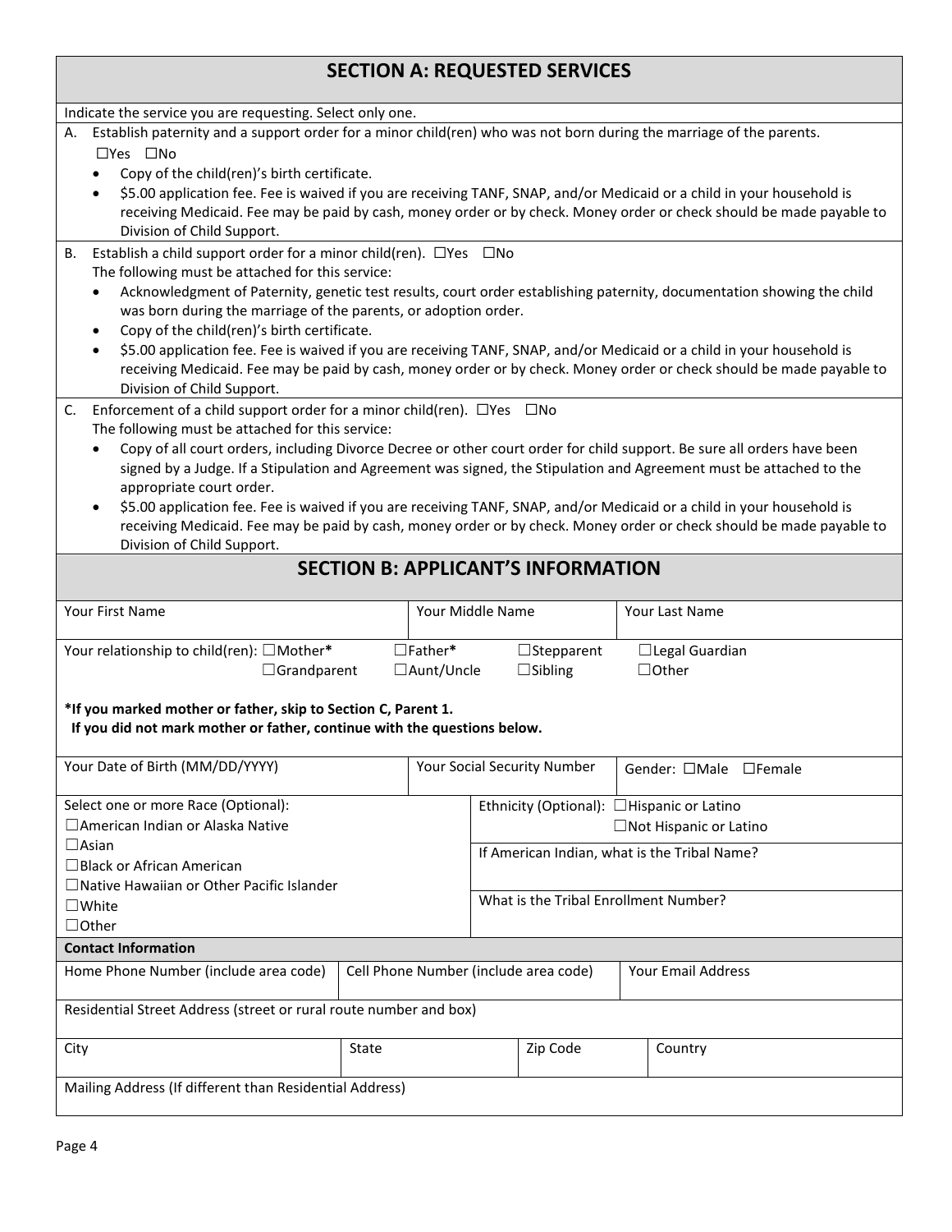## SECTION A: REQUESTED SERVICES

Indicate the service you are requesting. Select only one.

A. Establish paternity and a support order for a minor child(ren) who was not born during the marriage of the parents.
☐Yes ☐No

- Copy of the child(ren)'s birth certificate.
- $5.00 application fee. Fee is waived if you are receiving TANF, SNAP, and/or Medicaid or a child in your household is receiving Medicaid. Fee may be paid by cash, money order or by check. Money order or check should be made payable to Division of Child Support.

B. Establish a child support order for a minor child(ren). ☐Yes ☐No
The following must be attached for this service:

- Acknowledgment of Paternity, genetic test results, court order establishing paternity, documentation showing the child was born during the marriage of the parents, or adoption order.
- Copy of the child(ren)'s birth certificate.
- $5.00 application fee. Fee is waived if you are receiving TANF, SNAP, and/or Medicaid or a child in your household is receiving Medicaid. Fee may be paid by cash, money order or by check. Money order or check should be made payable to Division of Child Support.

C. Enforcement of a child support order for a minor child(ren). ☐Yes ☐No
The following must be attached for this service:

- Copy of all court orders, including Divorce Decree or other court order for child support. Be sure all orders have been signed by a Judge. If a Stipulation and Agreement was signed, the Stipulation and Agreement must be attached to the appropriate court order.
- $5.00 application fee. Fee is waived if you are receiving TANF, SNAP, and/or Medicaid or a child in your household is receiving Medicaid. Fee may be paid by cash, money order or by check. Money order or check should be made payable to Division of Child Support.

## SECTION B: APPLICANT'S INFORMATION

| Your First Name | Your Middle Name | Your Last Name |
|---|---|---|
| | | |

Your relationship to child(ren): ☐Mother* ☐Father* ☐Stepparent ☐Legal Guardian ☐Grandparent ☐Aunt/Uncle ☐Sibling ☐Other

**\*If you marked mother or father, skip to Section C, Parent 1.**
**If you did not mark mother or father, continue with the questions below.**

| Your Date of Birth (MM/DD/YYYY) | Your Social Security Number | Gender: ☐Male ☐Female |
|---|---|---|
| | | |

| Select one or more Race (Optional): | Ethnicity (Optional): ☐Hispanic or Latino ☐Not Hispanic or Latino |
|---|---|
| ☐American Indian or Alaska Native<br>☐Asian<br>☐Black or African American<br>☐Native Hawaiian or Other Pacific Islander<br>☐White<br>☐Other | If American Indian, what is the Tribal Name?<br><br>What is the Tribal Enrollment Number? |

**Contact Information**

| Home Phone Number (include area code) | Cell Phone Number (include area code) | Your Email Address |
|---|---|---|
| | | |

| Residential Street Address (street or rural route number and box) | | | |
|---|---|---|---|
| **City** | **State** | **Zip Code** | **Country** |
| | | | |
| Mailing Address (If different than Residential Address) | | | |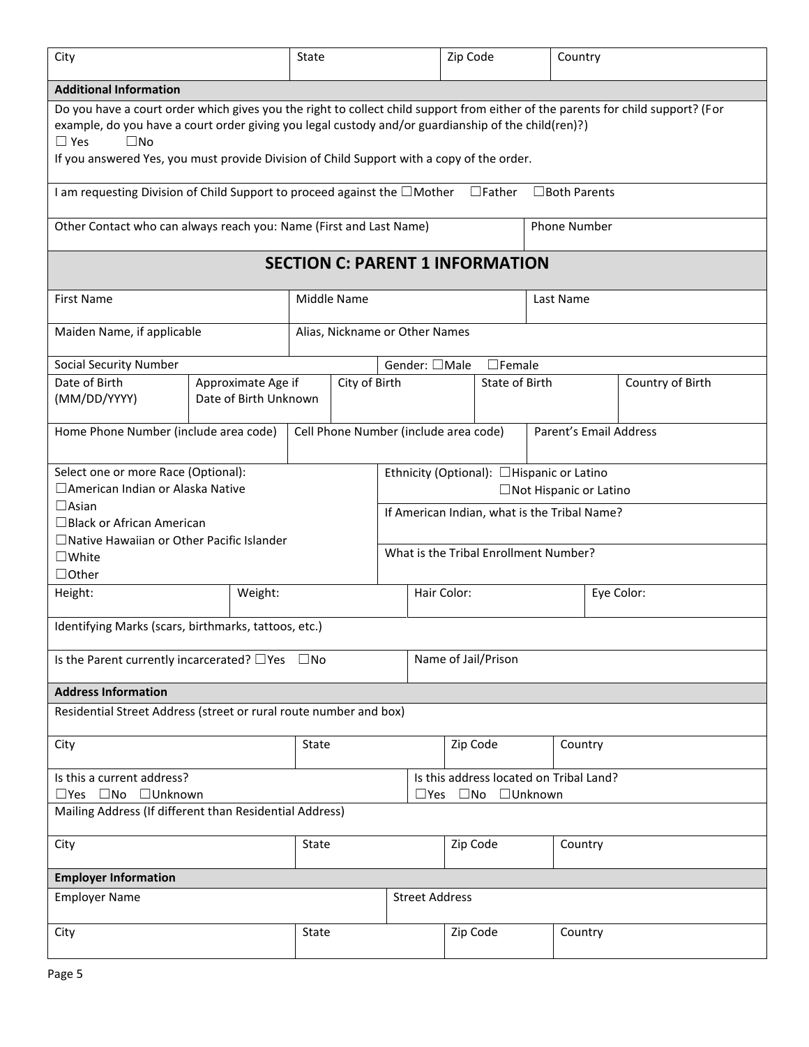| City | State | Zip Code | Country |
|---|---|---|---|

**Additional Information**

Do you have a court order which gives you the right to collect child support from either of the parents for child support? (For example, do you have a court order giving you legal custody and/or guardianship of the child(ren)?)

☐ Yes ☐No

If you answered Yes, you must provide Division of Child Support with a copy of the order.

I am requesting Division of Child Support to proceed against the ☐Mother ☐Father ☐Both Parents

| Other Contact who can always reach you: Name (First and Last Name) | Phone Number |
|---|---|

## SECTION C: PARENT 1 INFORMATION

| First Name | Middle Name | Last Name |
|---|---|---|

| Maiden Name, if applicable | Alias, Nickname or Other Names |
|---|---|

| Social Security Number | Gender: ☐Male ☐Female |
|---|---|

| Date of Birth (MM/DD/YYYY) | Approximate Age if Date of Birth Unknown | City of Birth | State of Birth | Country of Birth |
|---|---|---|---|---|

| Home Phone Number (include area code) | Cell Phone Number (include area code) | Parent's Email Address |
|---|---|---|

Select one or more Race (Optional):
☐American Indian or Alaska Native
☐Asian
☐Black or African American
☐Native Hawaiian or Other Pacific Islander
☐White
☐Other

Ethnicity (Optional): ☐Hispanic or Latino ☐Not Hispanic or Latino

If American Indian, what is the Tribal Name?

What is the Tribal Enrollment Number?

| Height: | Weight: | Hair Color: | Eye Color: |
|---|---|---|---|

Identifying Marks (scars, birthmarks, tattoos, etc.)

| Is the Parent currently incarcerated? ☐Yes ☐No | Name of Jail/Prison |
|---|---|

**Address Information**

Residential Street Address (street or rural route number and box)

| City | State | Zip Code | Country |
|---|---|---|---|

| Is this a current address? ☐Yes ☐No ☐Unknown | Is this address located on Tribal Land? ☐Yes ☐No ☐Unknown |
|---|---|

Mailing Address (If different than Residential Address)

| City | State | Zip Code | Country |
|---|---|---|---|

**Employer Information**

| Employer Name | Street Address |
|---|---|

| City | State | Zip Code | Country |
|---|---|---|---|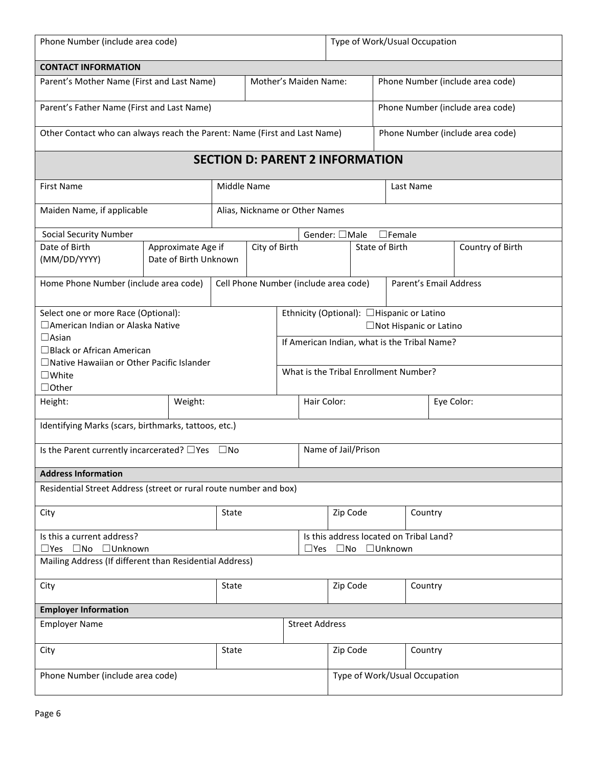| Phone Number (include area code) | Type of Work/Usual Occupation |
|---|---|
| | |

**CONTACT INFORMATION**

| Parent's Mother Name (First and Last Name) | Mother's Maiden Name: | Phone Number (include area code) |
|---|---|---|
| Parent's Father Name (First and Last Name) | | Phone Number (include area code) |
| Other Contact who can always reach the Parent: Name (First and Last Name) | | Phone Number (include area code) |

## SECTION D: PARENT 2 INFORMATION

| First Name | Middle Name | Last Name |
|---|---|---|
| Maiden Name, if applicable | Alias, Nickname or Other Names | |

| Social Security Number | | | Gender: ☐Male ☐Female | |
|---|---|---|---|---|
| Date of Birth (MM/DD/YYYY) | Approximate Age if Date of Birth Unknown | City of Birth | State of Birth | Country of Birth |

| Home Phone Number (include area code) | Cell Phone Number (include area code) | Parent's Email Address |
|---|---|---|
| | | |

| Select one or more Race (Optional): ☐American Indian or Alaska Native ☐Asian ☐Black or African American ☐Native Hawaiian or Other Pacific Islander ☐White ☐Other | Ethnicity (Optional): ☐Hispanic or Latino ☐Not Hispanic or Latino |
|---|---|
| | If American Indian, what is the Tribal Name? |
| | What is the Tribal Enrollment Number? |

| Height: | Weight: | Hair Color: | Eye Color: |
|---|---|---|---|
| Identifying Marks (scars, birthmarks, tattoos, etc.) | | | |
| Is the Parent currently incarcerated? ☐Yes ☐No | | Name of Jail/Prison | |

**Address Information**

| Residential Street Address (street or rural route number and box) | | | |
|---|---|---|---|
| City | State | Zip Code | Country |
| Is this a current address? ☐Yes ☐No ☐Unknown | | Is this address located on Tribal Land? ☐Yes ☐No ☐Unknown | |
| Mailing Address (If different than Residential Address) | | | |
| City | State | Zip Code | Country |

**Employer Information**

| Employer Name | | Street Address | |
|---|---|---|---|
| City | State | Zip Code | Country |
| Phone Number (include area code) | | Type of Work/Usual Occupation | |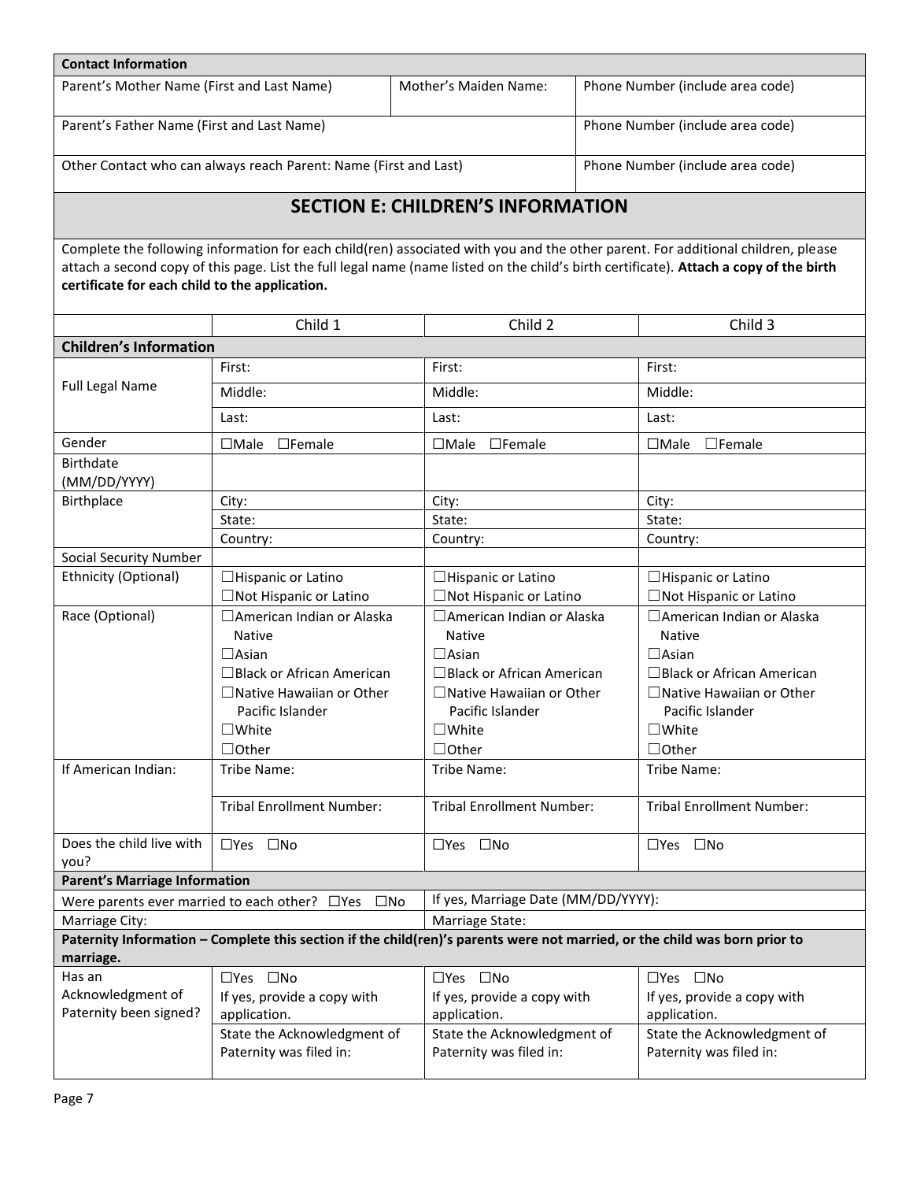| Contact Information | | |
|---|---|---|
| Parent's Mother Name (First and Last Name) | Mother's Maiden Name: | Phone Number (include area code) |
| Parent's Father Name (First and Last Name) | | Phone Number (include area code) |
| Other Contact who can always reach Parent: Name (First and Last) | | Phone Number (include area code) |

## SECTION E: CHILDREN'S INFORMATION

Complete the following information for each child(ren) associated with you and the other parent. For additional children, please attach a second copy of this page. List the full legal name (name listed on the child's birth certificate). **Attach a copy of the birth certificate for each child to the application.**

| | Child 1 | Child 2 | Child 3 |
|---|---|---|---|
| **Children's Information** | | | |
| Full Legal Name | First: | First: | First: |
| | Middle: | Middle: | Middle: |
| | Last: | Last: | Last: |
| Gender | ☐Male ☐Female | ☐Male ☐Female | ☐Male ☐Female |
| Birthdate (MM/DD/YYYY) | | | |
| Birthplace | City: | City: | City: |
| | State: | State: | State: |
| | Country: | Country: | Country: |
| Social Security Number | | | |
| Ethnicity (Optional) | ☐Hispanic or Latino<br>☐Not Hispanic or Latino | ☐Hispanic or Latino<br>☐Not Hispanic or Latino | ☐Hispanic or Latino<br>☐Not Hispanic or Latino |
| Race (Optional) | ☐American Indian or Alaska Native<br>☐Asian<br>☐Black or African American<br>☐Native Hawaiian or Other Pacific Islander<br>☐White<br>☐Other | ☐American Indian or Alaska Native<br>☐Asian<br>☐Black or African American<br>☐Native Hawaiian or Other Pacific Islander<br>☐White<br>☐Other | ☐American Indian or Alaska Native<br>☐Asian<br>☐Black or African American<br>☐Native Hawaiian or Other Pacific Islander<br>☐White<br>☐Other |
| If American Indian: | Tribe Name: | Tribe Name: | Tribe Name: |
| | Tribal Enrollment Number: | Tribal Enrollment Number: | Tribal Enrollment Number: |
| Does the child live with you? | ☐Yes ☐No | ☐Yes ☐No | ☐Yes ☐No |

| **Parent's Marriage Information** | |
|---|---|
| Were parents ever married to each other? ☐Yes ☐No | If yes, Marriage Date (MM/DD/YYYY): |
| Marriage City: | Marriage State: |

| **Paternity Information – Complete this section if the child(ren)'s parents were not married, or the child was born prior to marriage.** | | | |
|---|---|---|---|
| Has an Acknowledgment of Paternity been signed? | ☐Yes ☐No<br>If yes, provide a copy with application. | ☐Yes ☐No<br>If yes, provide a copy with application. | ☐Yes ☐No<br>If yes, provide a copy with application. |
| | State the Acknowledgment of Paternity was filed in: | State the Acknowledgment of Paternity was filed in: | State the Acknowledgment of Paternity was filed in: |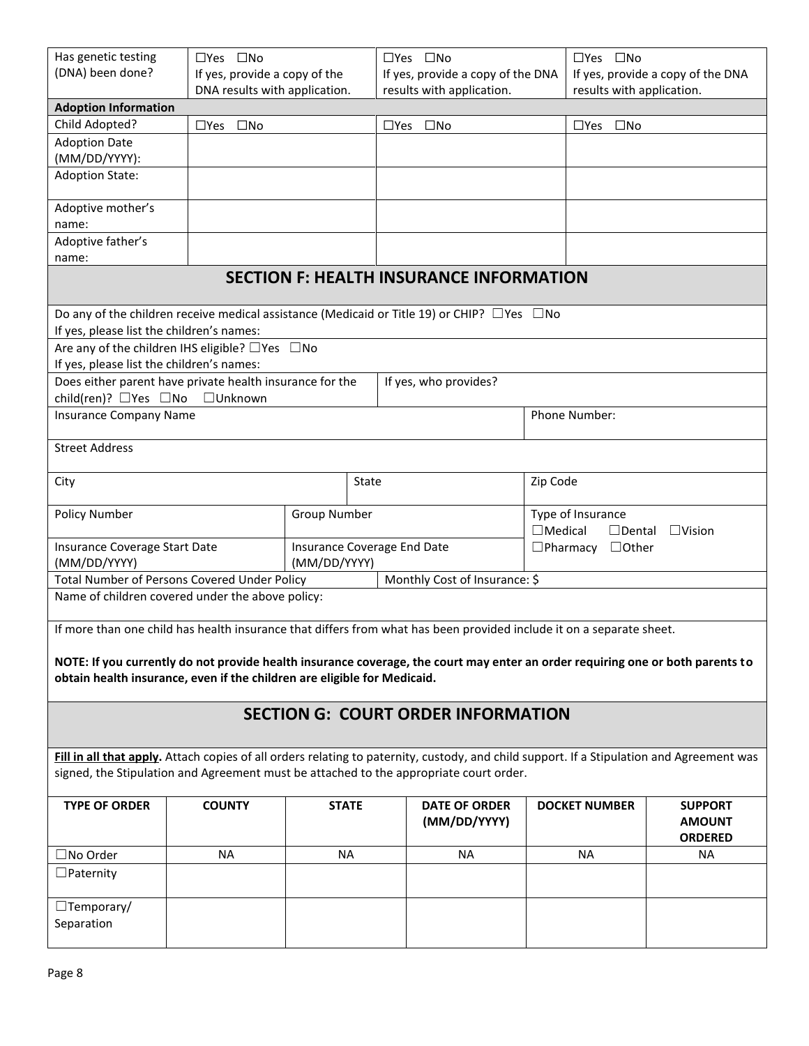| Has genetic testing (DNA) been done? | ☐Yes ☐No<br>If yes, provide a copy of the DNA results with application. | ☐Yes ☐No<br>If yes, provide a copy of the DNA results with application. | ☐Yes ☐No<br>If yes, provide a copy of the DNA results with application. |
|---|---|---|---|
| **Adoption Information** | | | |
| Child Adopted? | ☐Yes ☐No | ☐Yes ☐No | ☐Yes ☐No |
| Adoption Date (MM/DD/YYYY): | | | |
| Adoption State: | | | |
| Adoptive mother's name: | | | |
| Adoptive father's name: | | | |

## SECTION F: HEALTH INSURANCE INFORMATION

Do any of the children receive medical assistance (Medicaid or Title 19) or CHIP? ☐Yes ☐No
If yes, please list the children's names:

Are any of the children IHS eligible? ☐Yes ☐No
If yes, please list the children's names:

| Does either parent have private health insurance for the child(ren)? ☐Yes ☐No ☐Unknown | | If yes, who provides? | |
|---|---|---|---|
| Insurance Company Name | | | Phone Number: |
| Street Address | | | |
| City | | State | Zip Code |
| Policy Number | Group Number | | Type of Insurance<br>☐Medical ☐Dental ☐Vision<br>☐Pharmacy ☐Other |
| Insurance Coverage Start Date (MM/DD/YYYY) | Insurance Coverage End Date (MM/DD/YYYY) | | |
| Total Number of Persons Covered Under Policy | | Monthly Cost of Insurance: $ | |
| Name of children covered under the above policy: | | | |

If more than one child has health insurance that differs from what has been provided include it on a separate sheet.

**NOTE: If you currently do not provide health insurance coverage, the court may enter an order requiring one or both parents to obtain health insurance, even if the children are eligible for Medicaid.**

## SECTION G: COURT ORDER INFORMATION

**Fill in all that apply.** Attach copies of all orders relating to paternity, custody, and child support. If a Stipulation and Agreement was signed, the Stipulation and Agreement must be attached to the appropriate court order.

| TYPE OF ORDER | COUNTY | STATE | DATE OF ORDER (MM/DD/YYYY) | DOCKET NUMBER | SUPPORT AMOUNT ORDERED |
|---|---|---|---|---|---|
| ☐No Order | NA | NA | NA | NA | NA |
| ☐Paternity | | | | | |
| ☐Temporary/ Separation | | | | | |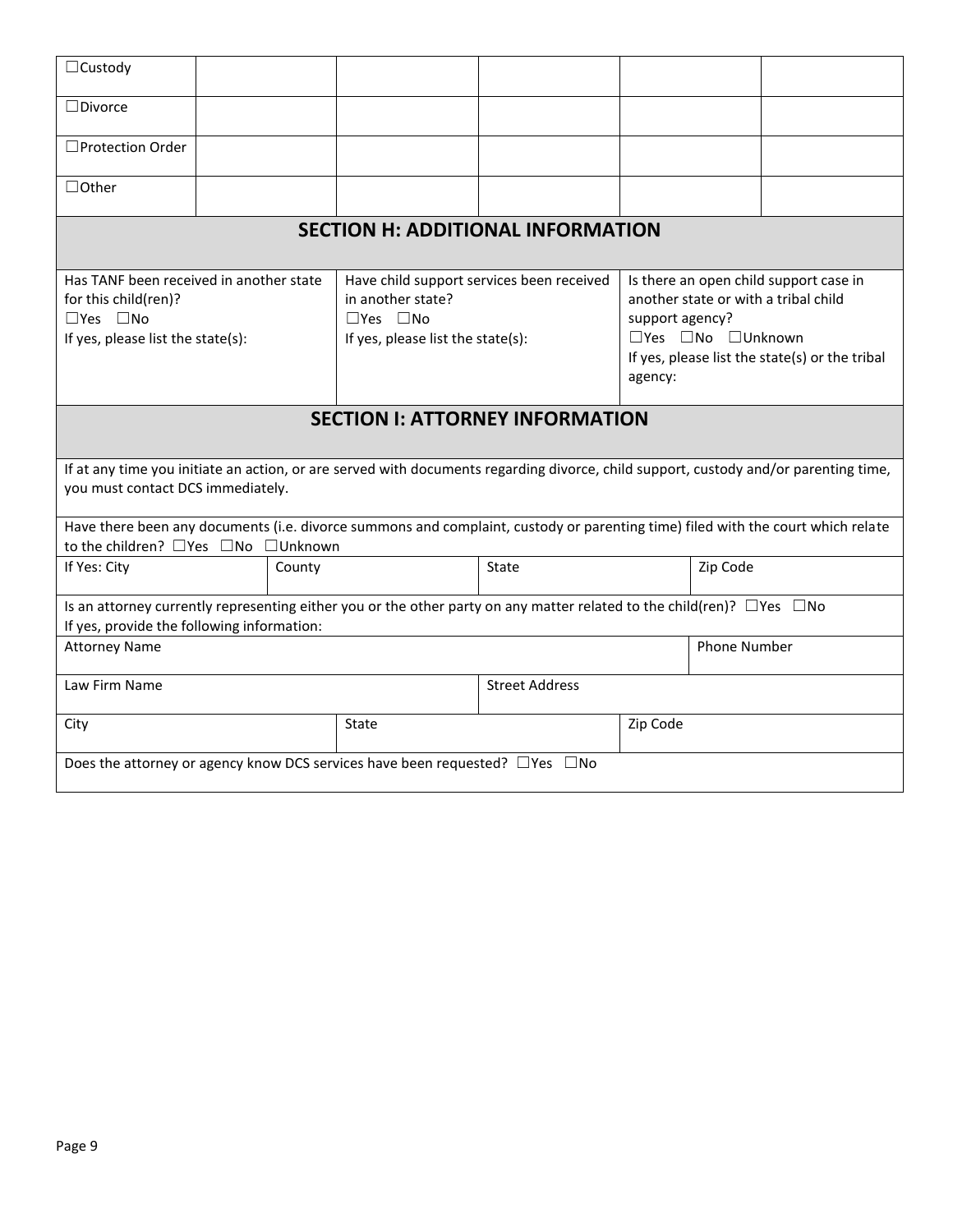| | | | | | |
|---|---|---|---|---|---|
| ☐Custody | | | | | |
| ☐Divorce | | | | | |
| ☐Protection Order | | | | | |
| ☐Other | | | | | |

## SECTION H: ADDITIONAL INFORMATION

| | | |
|---|---|---|
| Has TANF been received in another state for this child(ren)?<br>☐Yes ☐No<br>If yes, please list the state(s): | Have child support services been received in another state?<br>☐Yes ☐No<br>If yes, please list the state(s): | Is there an open child support case in another state or with a tribal child support agency?<br>☐Yes ☐No ☐Unknown<br>If yes, please list the state(s) or the tribal agency: |

## SECTION I: ATTORNEY INFORMATION

If at any time you initiate an action, or are served with documents regarding divorce, child support, custody and/or parenting time, you must contact DCS immediately.

Have there been any documents (i.e. divorce summons and complaint, custody or parenting time) filed with the court which relate to the children? ☐Yes ☐No ☐Unknown

| If Yes: City | County | State | Zip Code |
|---|---|---|---|
| | | | |

Is an attorney currently representing either you or the other party on any matter related to the child(ren)? ☐Yes ☐No
If yes, provide the following information:

| Attorney Name | Phone Number |
|---|---|
| | |

| Law Firm Name | Street Address |
|---|---|
| | |

| City | State | Zip Code |
|---|---|---|
| | | |

Does the attorney or agency know DCS services have been requested? ☐Yes ☐No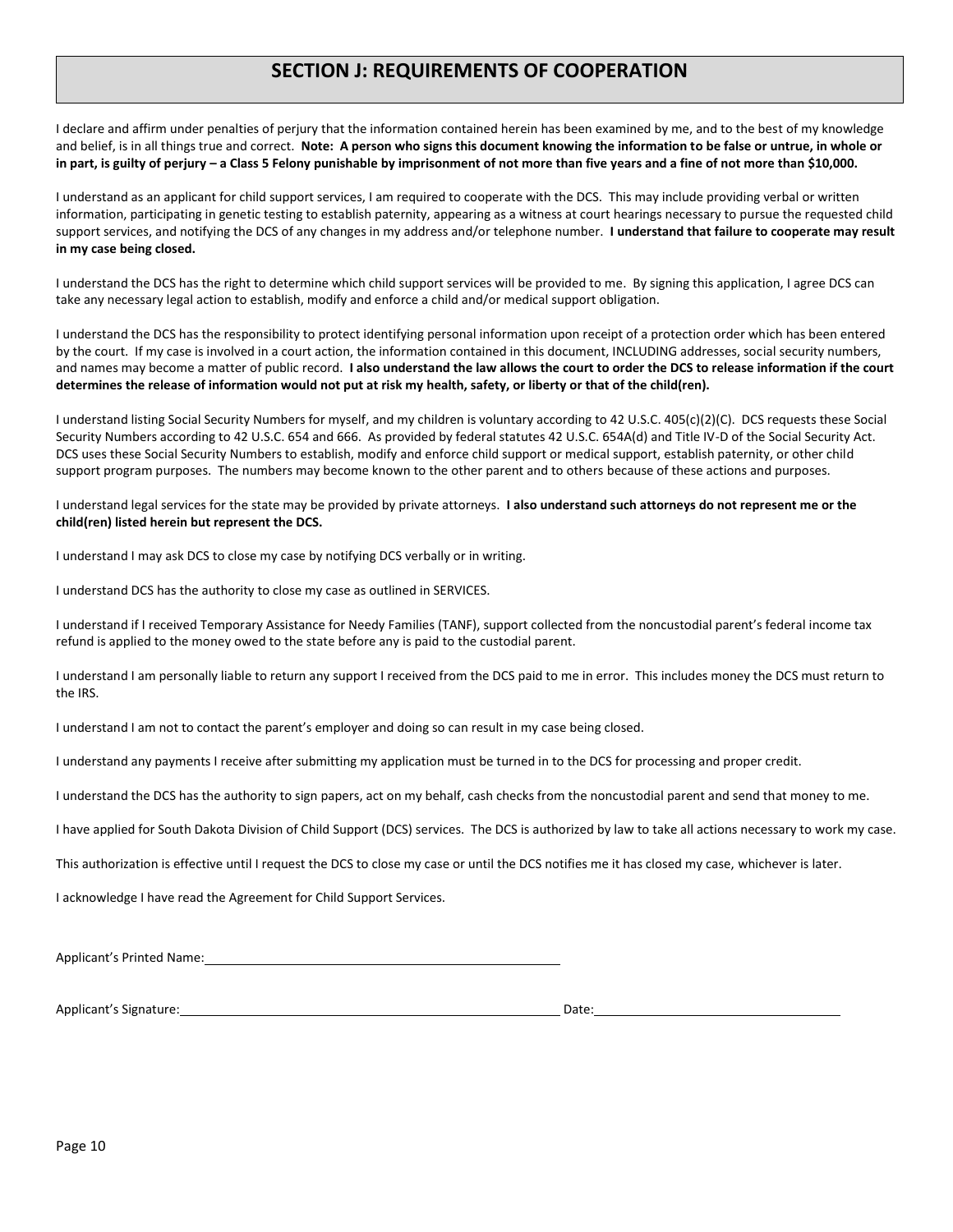## SECTION J: REQUIREMENTS OF COOPERATION

I declare and affirm under penalties of perjury that the information contained herein has been examined by me, and to the best of my knowledge and belief, is in all things true and correct. **Note: A person who signs this document knowing the information to be false or untrue, in whole or in part, is guilty of perjury – a Class 5 Felony punishable by imprisonment of not more than five years and a fine of not more than $10,000.**

I understand as an applicant for child support services, I am required to cooperate with the DCS. This may include providing verbal or written information, participating in genetic testing to establish paternity, appearing as a witness at court hearings necessary to pursue the requested child support services, and notifying the DCS of any changes in my address and/or telephone number. **I understand that failure to cooperate may result in my case being closed.**

I understand the DCS has the right to determine which child support services will be provided to me. By signing this application, I agree DCS can take any necessary legal action to establish, modify and enforce a child and/or medical support obligation.

I understand the DCS has the responsibility to protect identifying personal information upon receipt of a protection order which has been entered by the court. If my case is involved in a court action, the information contained in this document, INCLUDING addresses, social security numbers, and names may become a matter of public record. **I also understand the law allows the court to order the DCS to release information if the court determines the release of information would not put at risk my health, safety, or liberty or that of the child(ren).**

I understand listing Social Security Numbers for myself, and my children is voluntary according to 42 U.S.C. 405(c)(2)(C). DCS requests these Social Security Numbers according to 42 U.S.C. 654 and 666. As provided by federal statutes 42 U.S.C. 654A(d) and Title IV-D of the Social Security Act. DCS uses these Social Security Numbers to establish, modify and enforce child support or medical support, establish paternity, or other child support program purposes. The numbers may become known to the other parent and to others because of these actions and purposes.

I understand legal services for the state may be provided by private attorneys. **I also understand such attorneys do not represent me or the child(ren) listed herein but represent the DCS.**

I understand I may ask DCS to close my case by notifying DCS verbally or in writing.

I understand DCS has the authority to close my case as outlined in SERVICES.

I understand if I received Temporary Assistance for Needy Families (TANF), support collected from the noncustodial parent's federal income tax refund is applied to the money owed to the state before any is paid to the custodial parent.

I understand I am personally liable to return any support I received from the DCS paid to me in error. This includes money the DCS must return to the IRS.

I understand I am not to contact the parent's employer and doing so can result in my case being closed.

I understand any payments I receive after submitting my application must be turned in to the DCS for processing and proper credit.

I understand the DCS has the authority to sign papers, act on my behalf, cash checks from the noncustodial parent and send that money to me.

I have applied for South Dakota Division of Child Support (DCS) services. The DCS is authorized by law to take all actions necessary to work my case.

This authorization is effective until I request the DCS to close my case or until the DCS notifies me it has closed my case, whichever is later.

I acknowledge I have read the Agreement for Child Support Services.

Applicant's Printed Name: ______________________________________________

Applicant's Signature: ______________________________________________ Date: ______________________________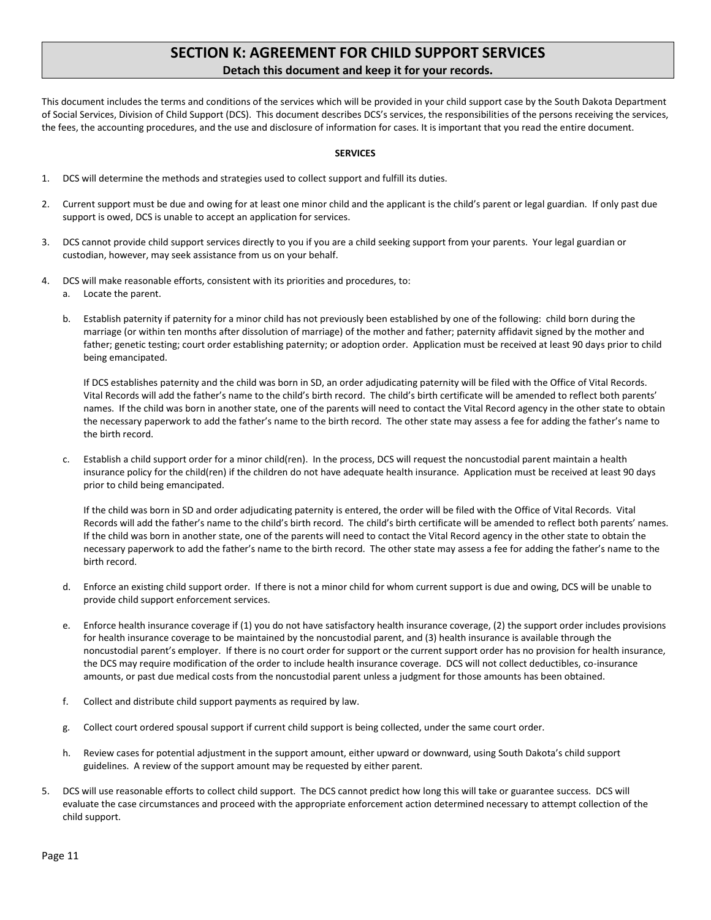# SECTION K: AGREEMENT FOR CHILD SUPPORT SERVICES

**Detach this document and keep it for your records.**

This document includes the terms and conditions of the services which will be provided in your child support case by the South Dakota Department of Social Services, Division of Child Support (DCS). This document describes DCS's services, the responsibilities of the persons receiving the services, the fees, the accounting procedures, and the use and disclosure of information for cases. It is important that you read the entire document.

## SERVICES

1. DCS will determine the methods and strategies used to collect support and fulfill its duties.

2. Current support must be due and owing for at least one minor child and the applicant is the child's parent or legal guardian. If only past due support is owed, DCS is unable to accept an application for services.

3. DCS cannot provide child support services directly to you if you are a child seeking support from your parents. Your legal guardian or custodian, however, may seek assistance from us on your behalf.

4. DCS will make reasonable efforts, consistent with its priorities and procedures, to:
   a. Locate the parent.

   b. Establish paternity if paternity for a minor child has not previously been established by one of the following: child born during the marriage (or within ten months after dissolution of marriage) of the mother and father; paternity affidavit signed by the mother and father; genetic testing; court order establishing paternity; or adoption order. Application must be received at least 90 days prior to child being emancipated.

      If DCS establishes paternity and the child was born in SD, an order adjudicating paternity will be filed with the Office of Vital Records. Vital Records will add the father's name to the child's birth record. The child's birth certificate will be amended to reflect both parents' names. If the child was born in another state, one of the parents will need to contact the Vital Record agency in the other state to obtain the necessary paperwork to add the father's name to the birth record. The other state may assess a fee for adding the father's name to the birth record.

   c. Establish a child support order for a minor child(ren). In the process, DCS will request the noncustodial parent maintain a health insurance policy for the child(ren) if the children do not have adequate health insurance. Application must be received at least 90 days prior to child being emancipated.

      If the child was born in SD and order adjudicating paternity is entered, the order will be filed with the Office of Vital Records. Vital Records will add the father's name to the child's birth record. The child's birth certificate will be amended to reflect both parents' names. If the child was born in another state, one of the parents will need to contact the Vital Record agency in the other state to obtain the necessary paperwork to add the father's name to the birth record. The other state may assess a fee for adding the father's name to the birth record.

   d. Enforce an existing child support order. If there is not a minor child for whom current support is due and owing, DCS will be unable to provide child support enforcement services.

   e. Enforce health insurance coverage if (1) you do not have satisfactory health insurance coverage, (2) the support order includes provisions for health insurance coverage to be maintained by the noncustodial parent, and (3) health insurance is available through the noncustodial parent's employer. If there is no court order for support or the current support order has no provision for health insurance, the DCS may require modification of the order to include health insurance coverage. DCS will not collect deductibles, co-insurance amounts, or past due medical costs from the noncustodial parent unless a judgment for those amounts has been obtained.

   f. Collect and distribute child support payments as required by law.

   g. Collect court ordered spousal support if current child support is being collected, under the same court order.

   h. Review cases for potential adjustment in the support amount, either upward or downward, using South Dakota's child support guidelines. A review of the support amount may be requested by either parent.

5. DCS will use reasonable efforts to collect child support. The DCS cannot predict how long this will take or guarantee success. DCS will evaluate the case circumstances and proceed with the appropriate enforcement action determined necessary to attempt collection of the child support.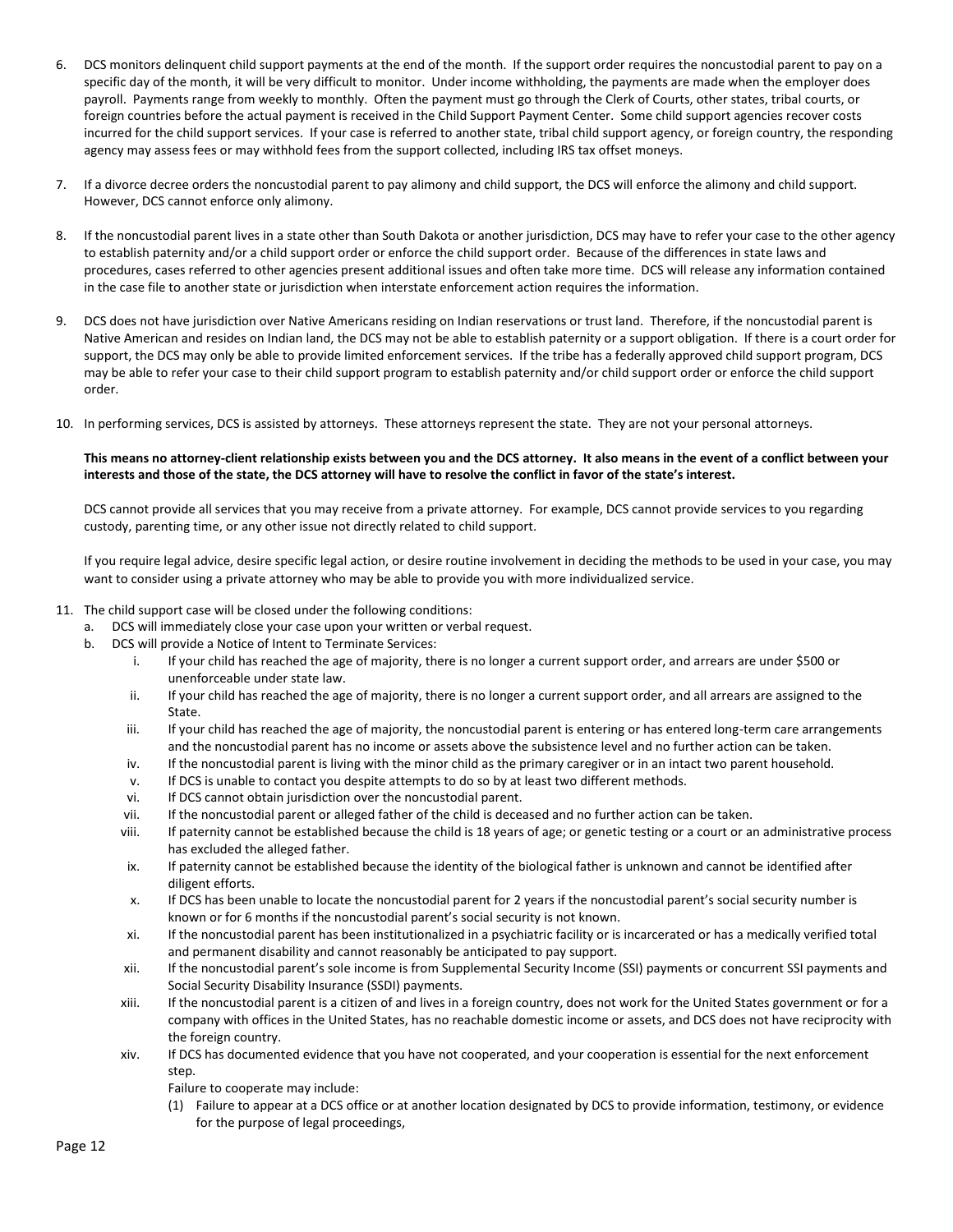6. DCS monitors delinquent child support payments at the end of the month. If the support order requires the noncustodial parent to pay on a specific day of the month, it will be very difficult to monitor. Under income withholding, the payments are made when the employer does payroll. Payments range from weekly to monthly. Often the payment must go through the Clerk of Courts, other states, tribal courts, or foreign countries before the actual payment is received in the Child Support Payment Center. Some child support agencies recover costs incurred for the child support services. If your case is referred to another state, tribal child support agency, or foreign country, the responding agency may assess fees or may withhold fees from the support collected, including IRS tax offset moneys.

7. If a divorce decree orders the noncustodial parent to pay alimony and child support, the DCS will enforce the alimony and child support. However, DCS cannot enforce only alimony.

8. If the noncustodial parent lives in a state other than South Dakota or another jurisdiction, DCS may have to refer your case to the other agency to establish paternity and/or a child support order or enforce the child support order. Because of the differences in state laws and procedures, cases referred to other agencies present additional issues and often take more time. DCS will release any information contained in the case file to another state or jurisdiction when interstate enforcement action requires the information.

9. DCS does not have jurisdiction over Native Americans residing on Indian reservations or trust land. Therefore, if the noncustodial parent is Native American and resides on Indian land, the DCS may not be able to establish paternity or a support obligation. If there is a court order for support, the DCS may only be able to provide limited enforcement services. If the tribe has a federally approved child support program, DCS may be able to refer your case to their child support program to establish paternity and/or child support order or enforce the child support order.

10. In performing services, DCS is assisted by attorneys. These attorneys represent the state. They are not your personal attorneys.

    **This means no attorney-client relationship exists between you and the DCS attorney. It also means in the event of a conflict between your interests and those of the state, the DCS attorney will have to resolve the conflict in favor of the state's interest.**

    DCS cannot provide all services that you may receive from a private attorney. For example, DCS cannot provide services to you regarding custody, parenting time, or any other issue not directly related to child support.

    If you require legal advice, desire specific legal action, or desire routine involvement in deciding the methods to be used in your case, you may want to consider using a private attorney who may be able to provide you with more individualized service.

11. The child support case will be closed under the following conditions:
    a. DCS will immediately close your case upon your written or verbal request.
    b. DCS will provide a Notice of Intent to Terminate Services:
        i. If your child has reached the age of majority, there is no longer a current support order, and arrears are under $500 or unenforceable under state law.
        ii. If your child has reached the age of majority, there is no longer a current support order, and all arrears are assigned to the State.
        iii. If your child has reached the age of majority, the noncustodial parent is entering or has entered long-term care arrangements and the noncustodial parent has no income or assets above the subsistence level and no further action can be taken.
        iv. If the noncustodial parent is living with the minor child as the primary caregiver or in an intact two parent household.
        v. If DCS is unable to contact you despite attempts to do so by at least two different methods.
        vi. If DCS cannot obtain jurisdiction over the noncustodial parent.
        vii. If the noncustodial parent or alleged father of the child is deceased and no further action can be taken.
        viii. If paternity cannot be established because the child is 18 years of age; or genetic testing or a court or an administrative process has excluded the alleged father.
        ix. If paternity cannot be established because the identity of the biological father is unknown and cannot be identified after diligent efforts.
        x. If DCS has been unable to locate the noncustodial parent for 2 years if the noncustodial parent's social security number is known or for 6 months if the noncustodial parent's social security is not known.
        xi. If the noncustodial parent has been institutionalized in a psychiatric facility or is incarcerated or has a medically verified total and permanent disability and cannot reasonably be anticipated to pay support.
        xii. If the noncustodial parent's sole income is from Supplemental Security Income (SSI) payments or concurrent SSI payments and Social Security Disability Insurance (SSDI) payments.
        xiii. If the noncustodial parent is a citizen of and lives in a foreign country, does not work for the United States government or for a company with offices in the United States, has no reachable domestic income or assets, and DCS does not have reciprocity with the foreign country.
        xiv. If DCS has documented evidence that you have not cooperated, and your cooperation is essential for the next enforcement step.

            Failure to cooperate may include:

            (1) Failure to appear at a DCS office or at another location designated by DCS to provide information, testimony, or evidence for the purpose of legal proceedings,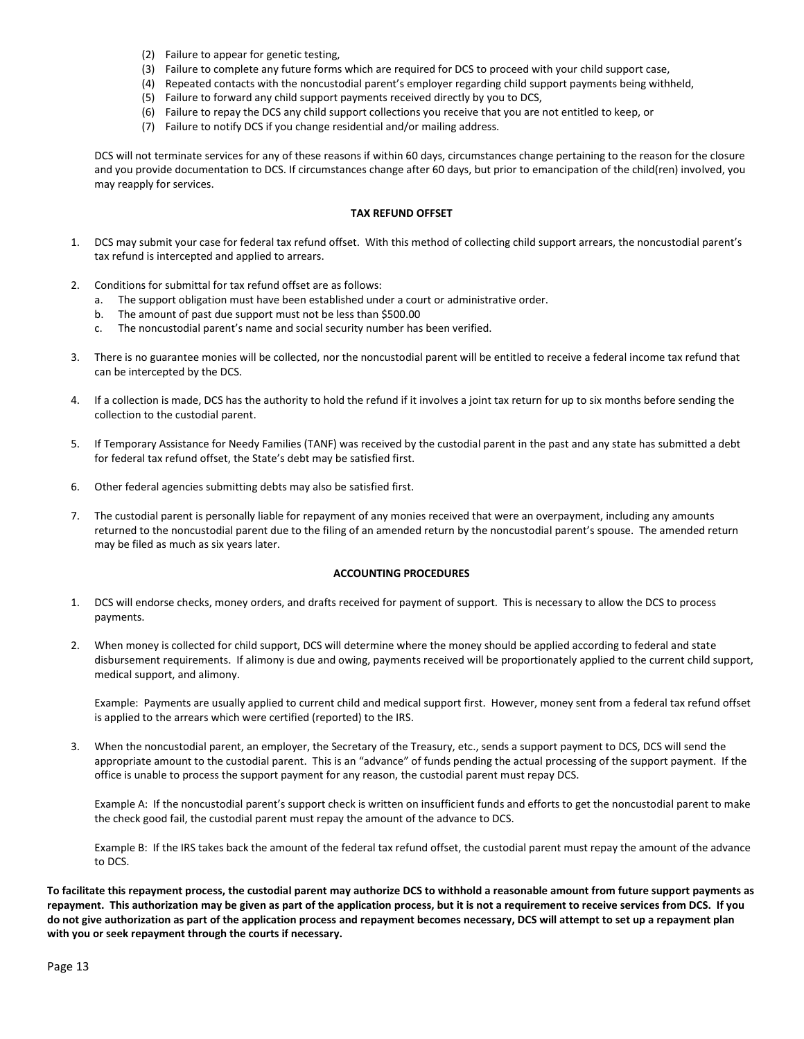(2) Failure to appear for genetic testing,
(3) Failure to complete any future forms which are required for DCS to proceed with your child support case,
(4) Repeated contacts with the noncustodial parent's employer regarding child support payments being withheld,
(5) Failure to forward any child support payments received directly by you to DCS,
(6) Failure to repay the DCS any child support collections you receive that you are not entitled to keep, or
(7) Failure to notify DCS if you change residential and/or mailing address.

DCS will not terminate services for any of these reasons if within 60 days, circumstances change pertaining to the reason for the closure and you provide documentation to DCS. If circumstances change after 60 days, but prior to emancipation of the child(ren) involved, you may reapply for services.

## TAX REFUND OFFSET

1. DCS may submit your case for federal tax refund offset. With this method of collecting child support arrears, the noncustodial parent's tax refund is intercepted and applied to arrears.

2. Conditions for submittal for tax refund offset are as follows:
   a. The support obligation must have been established under a court or administrative order.
   b. The amount of past due support must not be less than $500.00
   c. The noncustodial parent's name and social security number has been verified.

3. There is no guarantee monies will be collected, nor the noncustodial parent will be entitled to receive a federal income tax refund that can be intercepted by the DCS.

4. If a collection is made, DCS has the authority to hold the refund if it involves a joint tax return for up to six months before sending the collection to the custodial parent.

5. If Temporary Assistance for Needy Families (TANF) was received by the custodial parent in the past and any state has submitted a debt for federal tax refund offset, the State's debt may be satisfied first.

6. Other federal agencies submitting debts may also be satisfied first.

7. The custodial parent is personally liable for repayment of any monies received that were an overpayment, including any amounts returned to the noncustodial parent due to the filing of an amended return by the noncustodial parent's spouse. The amended return may be filed as much as six years later.

## ACCOUNTING PROCEDURES

1. DCS will endorse checks, money orders, and drafts received for payment of support. This is necessary to allow the DCS to process payments.

2. When money is collected for child support, DCS will determine where the money should be applied according to federal and state disbursement requirements. If alimony is due and owing, payments received will be proportionately applied to the current child support, medical support, and alimony.

   Example: Payments are usually applied to current child and medical support first. However, money sent from a federal tax refund offset is applied to the arrears which were certified (reported) to the IRS.

3. When the noncustodial parent, an employer, the Secretary of the Treasury, etc., sends a support payment to DCS, DCS will send the appropriate amount to the custodial parent. This is an "advance" of funds pending the actual processing of the support payment. If the office is unable to process the support payment for any reason, the custodial parent must repay DCS.

   Example A: If the noncustodial parent's support check is written on insufficient funds and efforts to get the noncustodial parent to make the check good fail, the custodial parent must repay the amount of the advance to DCS.

   Example B: If the IRS takes back the amount of the federal tax refund offset, the custodial parent must repay the amount of the advance to DCS.

**To facilitate this repayment process, the custodial parent may authorize DCS to withhold a reasonable amount from future support payments as repayment. This authorization may be given as part of the application process, but it is not a requirement to receive services from DCS. If you do not give authorization as part of the application process and repayment becomes necessary, DCS will attempt to set up a repayment plan with you or seek repayment through the courts if necessary.**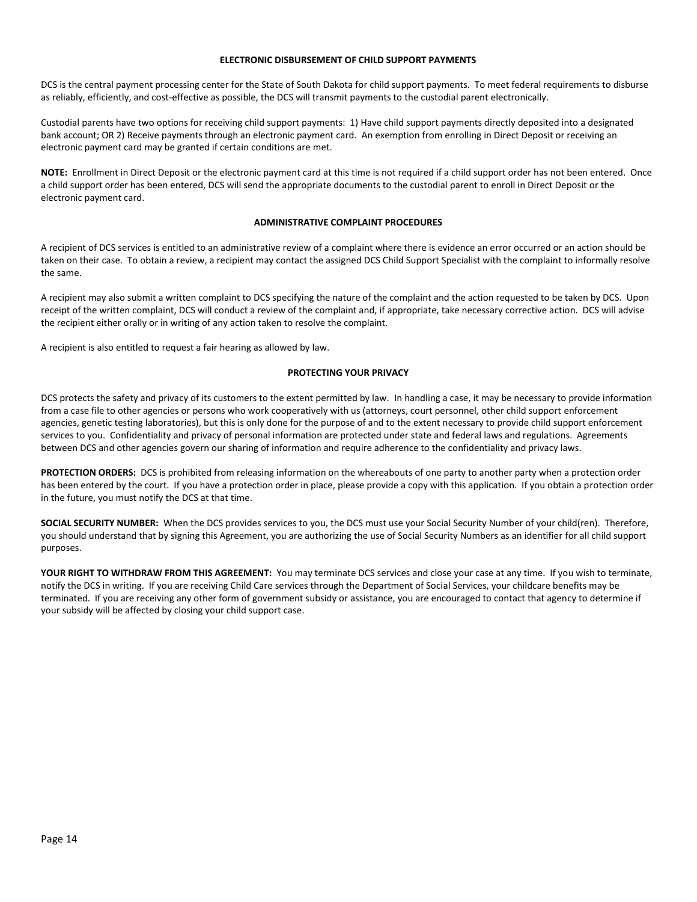## ELECTRONIC DISBURSEMENT OF CHILD SUPPORT PAYMENTS

DCS is the central payment processing center for the State of South Dakota for child support payments. To meet federal requirements to disburse as reliably, efficiently, and cost-effective as possible, the DCS will transmit payments to the custodial parent electronically.

Custodial parents have two options for receiving child support payments: 1) Have child support payments directly deposited into a designated bank account; OR 2) Receive payments through an electronic payment card. An exemption from enrolling in Direct Deposit or receiving an electronic payment card may be granted if certain conditions are met.

**NOTE:** Enrollment in Direct Deposit or the electronic payment card at this time is not required if a child support order has not been entered. Once a child support order has been entered, DCS will send the appropriate documents to the custodial parent to enroll in Direct Deposit or the electronic payment card.

## ADMINISTRATIVE COMPLAINT PROCEDURES

A recipient of DCS services is entitled to an administrative review of a complaint where there is evidence an error occurred or an action should be taken on their case. To obtain a review, a recipient may contact the assigned DCS Child Support Specialist with the complaint to informally resolve the same.

A recipient may also submit a written complaint to DCS specifying the nature of the complaint and the action requested to be taken by DCS. Upon receipt of the written complaint, DCS will conduct a review of the complaint and, if appropriate, take necessary corrective action. DCS will advise the recipient either orally or in writing of any action taken to resolve the complaint.

A recipient is also entitled to request a fair hearing as allowed by law.

## PROTECTING YOUR PRIVACY

DCS protects the safety and privacy of its customers to the extent permitted by law. In handling a case, it may be necessary to provide information from a case file to other agencies or persons who work cooperatively with us (attorneys, court personnel, other child support enforcement agencies, genetic testing laboratories), but this is only done for the purpose of and to the extent necessary to provide child support enforcement services to you. Confidentiality and privacy of personal information are protected under state and federal laws and regulations. Agreements between DCS and other agencies govern our sharing of information and require adherence to the confidentiality and privacy laws.

**PROTECTION ORDERS:** DCS is prohibited from releasing information on the whereabouts of one party to another party when a protection order has been entered by the court. If you have a protection order in place, please provide a copy with this application. If you obtain a protection order in the future, you must notify the DCS at that time.

**SOCIAL SECURITY NUMBER:** When the DCS provides services to you, the DCS must use your Social Security Number of your child(ren). Therefore, you should understand that by signing this Agreement, you are authorizing the use of Social Security Numbers as an identifier for all child support purposes.

**YOUR RIGHT TO WITHDRAW FROM THIS AGREEMENT:** You may terminate DCS services and close your case at any time. If you wish to terminate, notify the DCS in writing. If you are receiving Child Care services through the Department of Social Services, your childcare benefits may be terminated. If you are receiving any other form of government subsidy or assistance, you are encouraged to contact that agency to determine if your subsidy will be affected by closing your child support case.